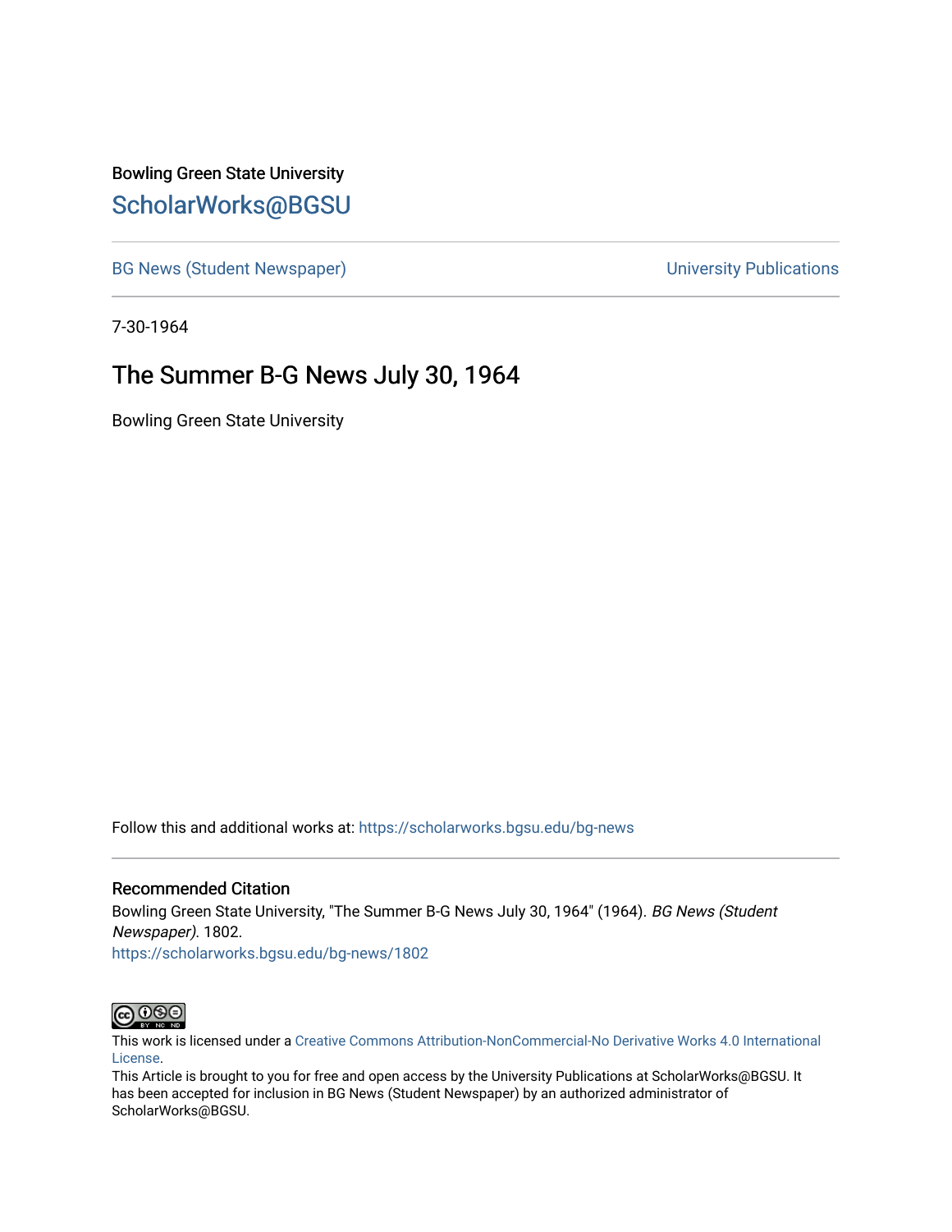Bowling Green State University

# ScholarWorks@BGSU

BG News (Student Newspaper) University Publications

7-30-1964

## The Summer B-G News July 30, 1964

Bowling Green State University

Follow this and additional works at: https://scholarworks.bgsu.edu/bg-news

### Recommended Citation

Bowling Green State University, "The Summer B-G News July 30, 1964" (1964). *BG News (Student Newspaper)*. 1802.
https://scholarworks.bgsu.edu/bg-news/1802

This work is licensed under a Creative Commons Attribution-NonCommercial-No Derivative Works 4.0 International License.
This Article is brought to you for free and open access by the University Publications at ScholarWorks@BGSU. It has been accepted for inclusion in BG News (Student Newspaper) by an authorized administrator of ScholarWorks@BGSU.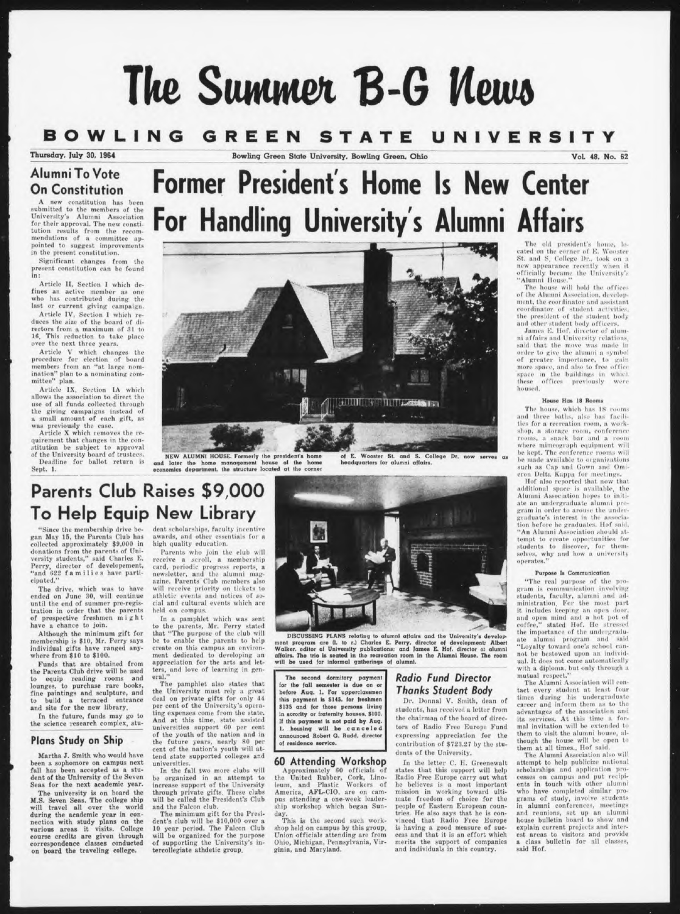# The Summer B-G News

## BOWLING GREEN STATE UNIVERSITY

Thursday, July 30, 1964 — Bowling Green State University, Bowling Green, Ohio — Vol. 48, No. 62

## Alumni To Vote On Constitution

A new constitution has been submitted to the members of the University's Alumni Association for their approval. The new constitution results from the recommendations of a committee appointed to suggest improvements in the present constitution.

Significant changes from the present constitution can be found in:

Article II, Section I which defines an active member as one who has contributed during the last or current giving campaign.

Article IV, Section I which reduces the size of the board of directors from a maximum of 31 to 16. This reduction to take place over the next three years.

Article V which changes the procedure for election of board members from an "at large nomination" plan to a nominating committee" plan.

Article IX, Section IA which allows the association to direct the use of all funds collected through the giving campaigns instead of a small amount of each gift, as was previously the case.

Article X which removes the requirement that changes in the constitution be subject to approval of the University board of trustees.

Deadline for ballot return is Sept. 1.

# Former President's Home Is New Center For Handling University's Alumni Affairs

NEW ALUMNI HOUSE. Formerly the president's home and later the home management house of the home economics department, the structure located at the corner of E. Wooster St. and S. College Dr. now serves as headquarters for alumni affairs.

The old president's home, located on the corner of E. Wooster St. and S. College Dr., took on a new appearance recently when it officially became the University's "Alumni House."

The house will hold the offices of the Alumni Association, development, the coordinator and assistant coordinator of student activities, the president of the student body and other student body officers.

James E. Hof, director of alumni affairs and University relations, said that the move was made in order to give the alumni a symbol of greater importance, to gain more space, and also to free office space in the buildings in which these offices previously were housed.

### House Has 18 Rooms

The house, which has 18 rooms and three baths, also has facilities for a recreation room, a workshop, a storage room, conference rooms, a snack bar and a room where mimeograph equipment will be kept. The conference rooms will be made available to organizations such as Cap and Gown and Omicron Delta Kappa for meetings.

Hof also reported that now that additional space is available, the Alumni Association hopes to initiate an undergraduate alumni program in order to arouse the undergraduate's interest in the association before he graduates. Hof said, "An Alumni Association should attempt to create opportunities for students to discover, for themselves, why and how a university operates."

### Purpose Is Communication

"The real purpose of the program is communication involving students, faculty, alumni and administration. For the most part it includes keeping an open door, and open mind and a hot pot of coffee," stated Hof. He stressed the importance of the undergraduate alumni program and said "Loyalty toward one's school cannot be bestowed upon an individual. It does not come automatically with a diploma, but only through a mutual respect."

The Alumni Association will contact every student at least four times during his undergraduate career and inform them as to the advantages of the association and its services. At this time a formal invitation will be extended to them to visit the alumni house, although the house will be open to them at all times, Hof said.

The Alumni Association also will attempt to help publicize national scholarships and application processes on campus and put recipients in touch with other alumni who have completed similar programs of study, involve students in alumni conferences, meetings and reunions, set up an alumni house bulletin board to show and explain current projects and interest areas to visitors and provide a class bulletin for all classes, said Hof.

## Parents Club Raises $9,000 To Help Equip New Library

"Since the membership drive began May 15, the Parents Club has collected approximately $9,000 in donations from the parents of University students," said Charles E. Perry, director of developement, "and 622 families have participated."

The drive, which was to have ended on June 30, will continue until the end of summer pre-registration in order that the parents of prospective freshmen might have a chance to join.

Although the minimum gift for membership is $10, Mr. Perry says individual gifts have ranged anywhere from $10 to $100.

Funds that are obtained from the Parents Club drive will be used to equip reading rooms and lounges, to purchase rare books, fine paintings and sculpture, and to build a terraced entrance and site for the new library.

In the future, funds may go to the science research complex, student scholarships, faculty incentive awards, and other essentials for a high quality education.

Parents who join the club will receive a scroll, a membership card, periodic progress reports, a newsletter, and the alumni magazine. Parents Club members also will receive priority on tickets to athletic events and notices of social and cultural events which are held on compus.

In a pamphlet which was sent to the parents, Mr. Perry stated that "The purpose of the club will be to enable the parents to help create on this campus an environment dedicated to developing an appreciation for the arts and letters, and love of learning in general."

The pamphlet also states that the University must rely a great deal on private gifts for only 44 per cent of the University's operating expenses come from the state. And at this time, state assisted universities support 60 per cent of the nation's youth and in the future years, nearly 80 per cent of the nation's youth will attend state supported colleges and universities.

In the fall two more clubs will be organized in an attempt to increase support of the University through private gifts. These clubs will be called the President's Club and the Falcon club.

The minimum gift for the President's club will be $10,000 over a 10 year period. The Falcon Club will be organized for the purpose of supporting the University's intercollegiate athdetic group.

DISCUSSING PLANS relating to alumni affairs and the University's development program are (l. to r.) Charles E. Perry, director of development; Albert Walker, editor of University publications; and James E. Hof, director of alumni affairs. The trio is seated in the recreation room in the Alumni House. The room will be used for informal gatherings of alumni.

**The second dormitory payment for the fall semester is due on or before Aug. 1. For upperclassmen this payment is $145, for freshmen $135 and for those persons living in sorority or fraternity houses, $100. If this payment is not paid by Aug. 1, housing will be canceled announced Robert G. Rudd, director of residence service.**

## Plans Study on Ship

Martha J. Smith who would have been a sophomore on campus next fall has been accepted as a student of the University of the Seven Seas for the next academic year.

The university is on board the M.S. Seven Seas. The college ship will travel all over the world during the academic year in connection with study plans on the various areas it visits. College course credits are given through correspondence classes conducted on board the traveling college.

## 60 Attending Workshop

Approximately 60 officials of the United Rubber, Cork, Linoleum, and Plastic Workers of America, AFL-CIO, are on campus attending a one-week leadership workshop which began Sunday.

This is the second such workshop held on campus by this group. Union officials attending are from Ohio, Michigan, Pennsylvania, Virginia, and Maryland.

## *Radio Fund Director Thanks Student Body*

Dr. Donnal V. Smith, dean of students, has received a letter from the chairman of the board of directors of Radio Free Europe Fund expressing appreciation for the contribution of $723.27 by the students of the University.

In the letter C. H. Greenewalt states that this support will help Radio Free Europe carry out what he believes is a most important mission in working toward ultimate freedom of choice for the people of Eastern European countries. He also says that he is convinced that Radio Free Europe is having a good measure of success and that it is an effort which merits the support of companies and individuals in this country.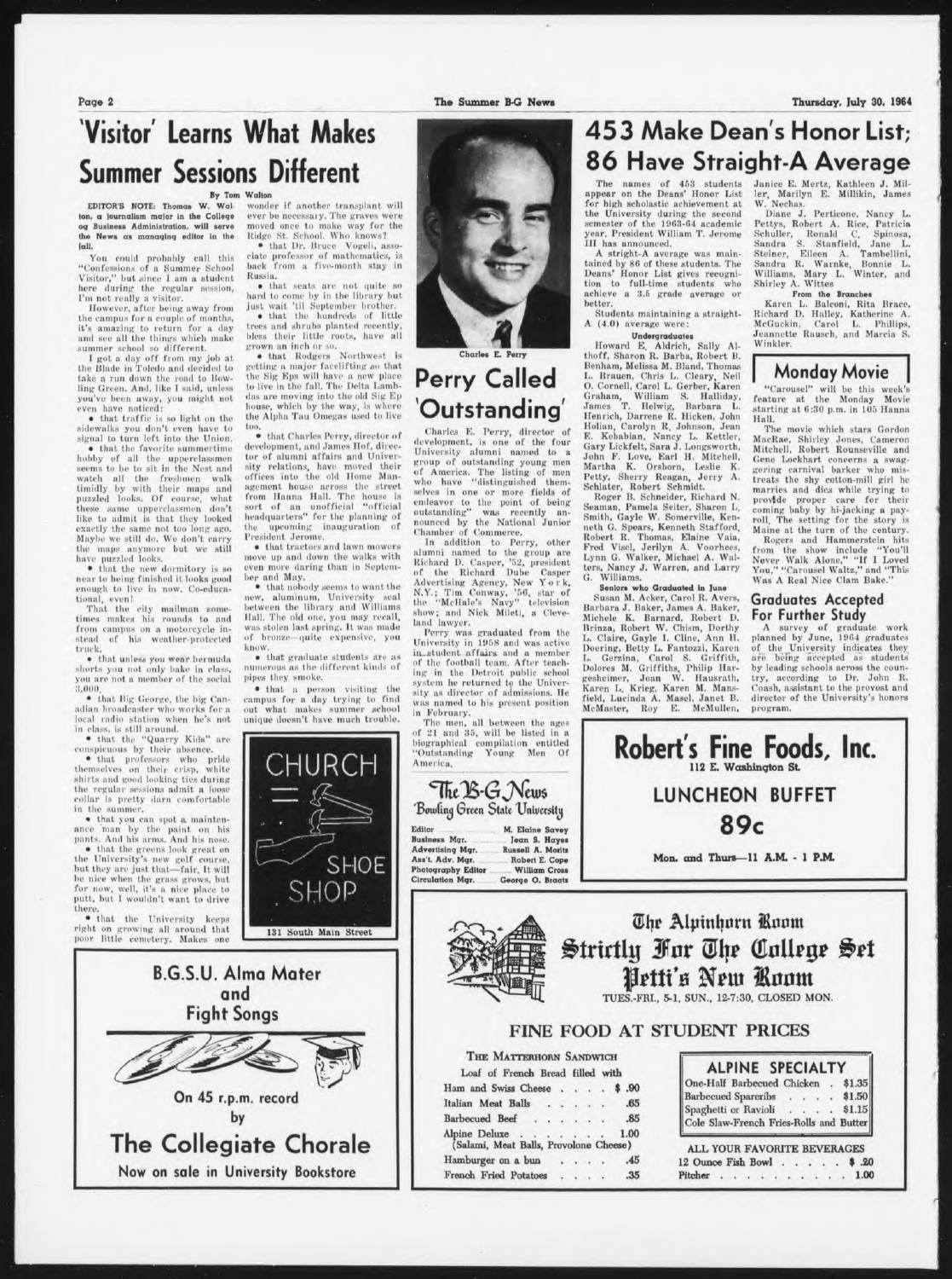# 'Visitor' Learns What Makes Summer Sessions Different

By Tom Walton

EDITOR'S NOTE: Thomas W. Walton, a journalism major in the College of Business Administration, will serve the News as managing editor in the fall.

You could probably call this "Confessions of a Summer School Visitor," but since I am a student here during the regular session, I'm not really a visitor.

However, after being away from the campus for a couple of months, it's amazing to return for a day and see all the things which make summer school so different.

I got a day off from my job at the Blade in Toledo and decided to take a run down the road to Bowling Green. And, like I said, unless you've been away, you might not even have noticed:

- that traffic is so light on the sidewalks you don't even have to signal to turn left into the Union.
- that the favorite summertime hobby of all the upperclassmen seems to be to sit in the Nest and watch all the freshmen walk timidly by with their maps and puzzled looks. Of course, what these same upperclassmen don't like to admit is that they looked exactly the same not too long ago. Maybe we still do. We don't carry the maps anymore but we still have puzzled looks.
- that the new dormitory is so near to being finished it looks good enough to live in now. Co-educational, even!

That the city mailman sometimes makes his rounds to and from campus on a motorcycle instead of his weather-protected truck.

- that unless you wear bermuda shorts you not only bake in class, you are not a member of the social 3,000.
- that Big George, the big Canadian broadcaster who works for a local radio station when he's not in class, is still around.
- that the "Quarry Kids" are conspicuous by their absence.
- that professors who pride themselves on their crisp, white shirts and good looking ties during the regular sessions admit a loose collar is pretty darn comfortable in the summer.
- that you can spot a maintenance man by the paint on his pants. And his arms. And his nose.
- that the greens look great on the University's new golf course, but they are just that—fair. It will be nice when the grass grows, but for now, well, it's a nice place to putt, but I wouldn't want to drive there.
- that the University keeps right on growing all around that poor little cemetery. Makes one wonder if another transplant will ever be necessary. The graves were moved once to make way for the Ridge St. School. Who knows?
- that Dr. Bruce Vogeli, associate professor of mathematics, is back from a five-month stay in Russia.
- that seats are not quite so hard to come by in the library but just wait 'til September brother.
- that the hundreds of little trees and shrubs planted recently, bless their little roots, have all grown an inch or so.
- that Rodgers Northwest is getting a major facelifting so that the Sig Eps will have a new place to live in the fall. The Delta Lambdas are moving into the old Sig Ep house, which by the way, is where the Alpha Tau Omegas used to live too.
- that Charles Perry, director of development, and James Hof, director of alumni affairs and University relations, have moved their offices into the old Home Management house across the street from Hanna Hall. The house is sort of an unofficial "official headquarters" for the planning of the upcoming inauguration of President Jerome.
- that tractors and lawn mowers move up and down the walks with even more daring than in September and May.
- that nobody seems to want the new, aluminum, University seal between the library and Williams Hall. The old one, you may recall, was stolen last spring. It was made of bronze—quite expensive, you know.
- that graduate students are as numerous as the different kinds of pipes they smoke.
- that a person visiting the campus for a day trying to find out what makes summer school unique doesn't have much trouble.

CHURCH SHOE SHOP

131 South Main Street

**B.G.S.U. Alma Mater and Fight Songs**

On 45 r.p.m. record by

**The Collegiate Chorale**

Now on sale in University Bookstore

Charles E. Perry

# Perry Called 'Outstanding'

Charles E. Perry, director of development, is one of the four University alumni named to a group of outstanding young men of America. The listing of men who have "distinguished themselves in one or more fields of endeavor to the point of being outstanding" was recently announced by the National Junior Chamber of Commerce.

In addition to Perry, other alumni named to the group are Richard D. Casper, '52, president of the Richard Dube Casper Advertising Agency, New York, N.Y.; Tim Conway, '56, star of the "McHale's Navy" television show; and Nick Mileti, a Cleveland lawyer.

Perry was graduated from the University in 1958 and was active in student affairs and a member of the football team. After teaching in the Detroit public school system he returned to the University as director of admissions. He was named to his present position in February.

The men, all between the ages of 21 and 35, will be listed in a biographical compilation entitled "Outstanding Young Men Of America."

**The B-G News**
**Bowling Green State University**

| | |
|---|---|
| Editor | M. Elaine Savey |
| Business Mgr. | Jean S. Hayes |
| Advertising Mgr. | Russell A. Moritz |
| Ass't. Adv. Mgr. | Robert E. Cope |
| Photography Editor | William Cross |
| Circulation Mgr. | George O. Braatz |

# 453 Make Dean's Honor List; 86 Have Straight-A Average

The names of 453 students appear on the Deans' Honor List for high scholastic achievement at the University during the second semester of the 1963-64 academic year, President William T. Jerome III has announced.

A stright-A average was maintained by 86 of these students. The Deans' Honor List gives recognition to full-time students who achieve a 3.5 grade average or better.

Students maintaining a straight-A (4.0) average were:

**Undergraduates**

Howard E. Aldrich, Sally Althoff, Sharon R. Barba, Robert B. Benham, Melissa M. Bland, Thomas L. Brauen, Chris L. Cleary, Neil O. Cornell, Carol L. Gerber, Karen Graham, William S. Halliday, James T. Helwig, Barbara L. Henrich, Darrene R. Hicken, John Holian, Carolyn R. Johnson, Jean E. Kebabian, Nancy L. Kettler, Gary Lickfelt, Sara J. Longsworth, John F. Love, Earl H. Mitchell, Martha K. Orsborn, Leslie K. Petty, Sherry Reagan, Jerry A. Schlater, Robert Schmidt.

Roger B. Schneider, Richard N. Seaman, Pamela Seiter, Sharon L. Smith, Gayle W. Somerville, Kenneth G. Spears, Kenneth Stafford, Robert R. Thomas, Elaine Vaia, Fred Visel, Jerilyn A. Voorhees, Lynn G. Walker, Michael A. Walters, Nancy J. Warren, and Larry G. Williams.

**Seniors who Graduated in June**

Susan M. Acker, Carol R. Avers, Barbara J. Baker, James A. Baker, Michele K. Barnard, Robert D. Brinza, Robert W. Chism, Dorthy L. Claire, Gayle I. Cline, Ann H. Doering, Betty L. Fantozzi, Karen L. Gerzina, Carol S. Griffith, Dolores M. Griffiths, Philip Hargesheimer, Jean W. Hausrath, Karen L. Krieg, Karen M. Mansfield, Lucinda A. Masel, Janet B. McMaster, Roy E. McMullen, Janice E. Mertz, Kathleen J. Miller, Marilyn E. Millikin, James W. Nechas.

Diane J. Perticone, Nancy L. Pettys, Robert A. Rice, Patricia Schuller, Ronald C. Spinosa, Sandra S. Stanfield, Jane L. Steiner, Eileen A. Tambellini, Sandra R. Warnke, Bonnie L. Williams, Mary L. Winter, and Shirley A. Wittes

**From the Branches**

Karen L. Balconi, Rita Brace, Richard D. Halley, Katherine A. McGuckin, Carol L. Phillips, Jeannette Rausch, and Marcia S. Winkler.

# Monday Movie

"Carousel" will be this week's feature at the Monday Movie starting at 6:30 p.m. in 105 Hanna Hall.

The movie which stars Gordon MacRae, Shirley Jones, Cameron Mitchell, Robert Rounseville and Gene Lockhart concerns a swaggering carnival barker who mistreats the shy cotton-mill girl he marries and dies while trying to provide proper care for their coming baby by hi-jacking a payroll. The setting for the story is Maine at the turn of the century.

Rogers and Hammerstein hits from the show include "You'll Never Walk Alone," "If I Loved You," "Carousel Waltz," and "This Was A Real Nice Clam Bake."

# Graduates Accepted For Further Study

A survey of graduate work planned by June, 1964 graduates of the University indicates they are being accepted as students by leading schools across the country, according to Dr. John R. Coash, assistant to the provost and director of the University's honors program.

**Robert's Fine Foods, Inc.**
112 E. Washington St.

**LUNCHEON BUFFET**

**89c**

Mon. and Thurs—11 A.M. - 1 P.M.

**The Alpinhorn Room**
**Strictly For The College Set**
**Petti's New Room**

TUES.-FRI., 5-1, SUN., 12-7:30, CLOSED MON.

## FINE FOOD AT STUDENT PRICES

**THE MATTERHORN SANDWICH**

Loaf of French Bread filled with

| | |
|---|---|
| Ham and Swiss Cheese | $ .90 |
| Italian Meat Balls | .65 |
| Barbecued Beef | .85 |
| Alpine Deluxe (Salami, Meat Balls, Provolone Cheese) | 1.00 |
| Hamburger on a bun | .45 |
| French Fried Potatoes | .35 |

**ALPINE SPECIALTY**

| | |
|---|---|
| One-Half Barbecued Chicken | $1.35 |
| Barbecued Spareribs | $1.50 |
| Spaghetti or Ravioli | $1.15 |

Cole Slaw-French Fries-Rolls and Butter

**ALL YOUR FAVORITE BEVERAGES**

| | |
|---|---|
| 12 Ounce Fish Bowl | $ .20 |
| Pitcher | 1.00 |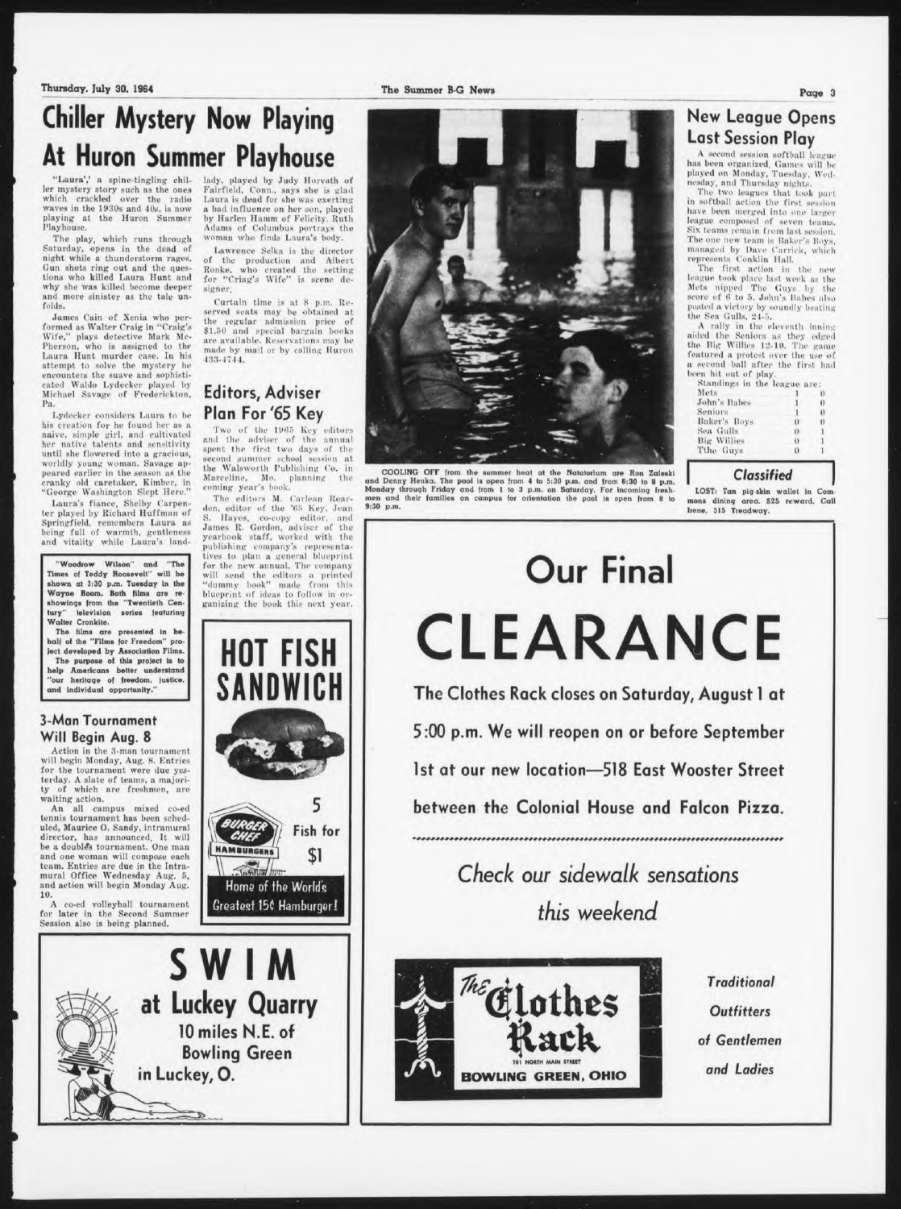# Chiller Mystery Now Playing At Huron Summer Playhouse

"Laura", a spine-tingling chiller mystery story such as the ones which crackled over the radio waves in the 1930s and 40s, is now playing at the Huron Summer Playhouse.

The play, which runs through Saturday, opens in the dead of night while a thunderstorm rages. Gun shots ring out and the questions who killed Laura Hunt and why she was killed become deeper and more sinister as the tale unfolds.

James Cain of Xenia who performed as Walter Craig in "Craig's Wife," plays detective Mark McPherson, who is assigned to the Laura Hunt murder case. In his attempt to solve the mystery he encounters the suave and sophisticated Waldo Lydecker played by Michael Savage of Frederickton, Pa.

Lydecker considers Laura to be his creation for he found her as a naive, simple girl, and cultivated her native talents and sensitivity until she flowered into a gracious, worldly young woman. Savage appeared earlier in the season as the cranky old caretaker, Kimber, in "George Washington Slept Here."

Laura's fiance, Shelby Carpenter played by Richard Huffman of Springfield, remembers Laura as being full of warmth, gentleness and vitality while Laura's landlady, played by Judy Horvath of Fairfield, Conn., says she is glad Laura is dead for she was exerting a bad influence on her son, played by Harlen Hamm of Felicity. Ruth Adams of Columbus portrays the woman who finds Laura's body.

Lawrence Selka is the director of the production and Albert Ronke, who created the setting for "Craig's Wife" is scene designer.

Curtain time is at 8 p.m. Reserved seats may be obtained at the regular admission price of $1.50 and special bargain books are available. Reservations may be made by mail or by calling Huron 433-4744.

**"Woodrow Wilson" and "The Times of Teddy Roosevelt" will be shown at 3:30 p.m. Tuesday in the Wayne Room. Both films are re-showings from the "Twentieth Century" television series featuring Walter Cronkite.**

**The films are presented in behalf of the "Films for Freedom" project developed by Association Films.**

**The purpose of this project is to help Americans better understand "our heritage of freedom, justice, and individual opportunity."**

## Editors, Adviser Plan For '65 Key

Two of the 1965 Key editors and the adviser of the annual spent the first two days of the second summer school session at the Walsworth Publishing Co. in Marceline, Mo. planning the coming year's book.

The editors M. Carlean Reardon, editor of the '65 Key, Jean S. Hayes, co-copy editor, and James R. Gordon, adviser of the yearbook staff, worked with the publishing company's representatives to plan a general blueprint for the new annual. The company will send the editors a printed "dummy book" made from this blueprint of ideas to follow in organizing the book this next year.

## 3-Man Tournament Will Begin Aug. 8

Action in the 3-man tournament will begin Monday, Aug. 8. Entries for the tournament were due yesterday. A slate of teams, a majority of which are freshmen, are waiting action.

An all campus mixed co-ed tennis tournament has been scheduled, Maurice O. Sandy, intramural director, has announced. It will be a doubles tournament. One man and one woman will compose each team. Entries are due in the Intramural Office Wednesday Aug. 5, and action will begin Monday Aug. 10.

A co-ed volleyball tournament for later in the Second Summer Session also is being planned.

**HOT FISH SANDWICH**

5 Fish for $1

Burger Chef Hamburgers

Home of the World's Greatest 15¢ Hamburger!

**SWIM at Luckey Quarry**

10 miles N.E. of Bowling Green in Luckey, O.

COOLING OFF from the summer heat at the Natatorium are Ron Zaleski and Denny Henka. The pool is open from 4 to 5:30 p.m. and from 6:30 to 8 p.m. Monday through Friday and from 1 to 3 p.m. on Saturday. For incoming freshmen and their families on campus for orientation the pool is open from 8 to 9:30 p.m.

## New League Opens Last Session Play

A second session softball league has been organized. Games will be played on Monday, Tuesday, Wednesday, and Thursday nights.

The two leagues that took part in softball action the first session have been merged into one larger league composed of seven teams. Six teams remain from last session. The one new team is Baker's Boys, managed by Dave Carrick, which represents Conklin Hall.

The first action in the new league took place last week as the Mets nipped The Guys by the score of 6 to 5. John's Babes also posted a victory by soundly beating the Sea Gulls, 24-5.

A rally in the eleventh inning aided the Seniors as they edged the Big Willies 12-10. The game featured a protest over the use of a second ball after the first had been hit out of play.

Standings in the league are:

| Team | W | L |
|---|---|---|
| Mets | 1 | 0 |
| John's Babes | 1 | 0 |
| Seniors | 1 | 0 |
| Baker's Boys | 0 | 0 |
| Sea Gulls | 0 | 1 |
| Big Willies | 0 | 1 |
| Tthe Guys | 0 | 1 |

## Classified

LOST: Tan pig-skin wallet in Commons dining area. $25 reward. Call Irene, 315 Treadway.

# Our Final CLEARANCE

**The Clothes Rack closes on Saturday, August 1 at 5:00 p.m. We will reopen on or before September 1st at our new location—518 East Wooster Street between the Colonial House and Falcon Pizza.**

*Check our sidewalk sensations this weekend*

The Clothes Rack
101 North Main Street
BOWLING GREEN, OHIO

*Traditional Outfitters of Gentlemen and Ladies*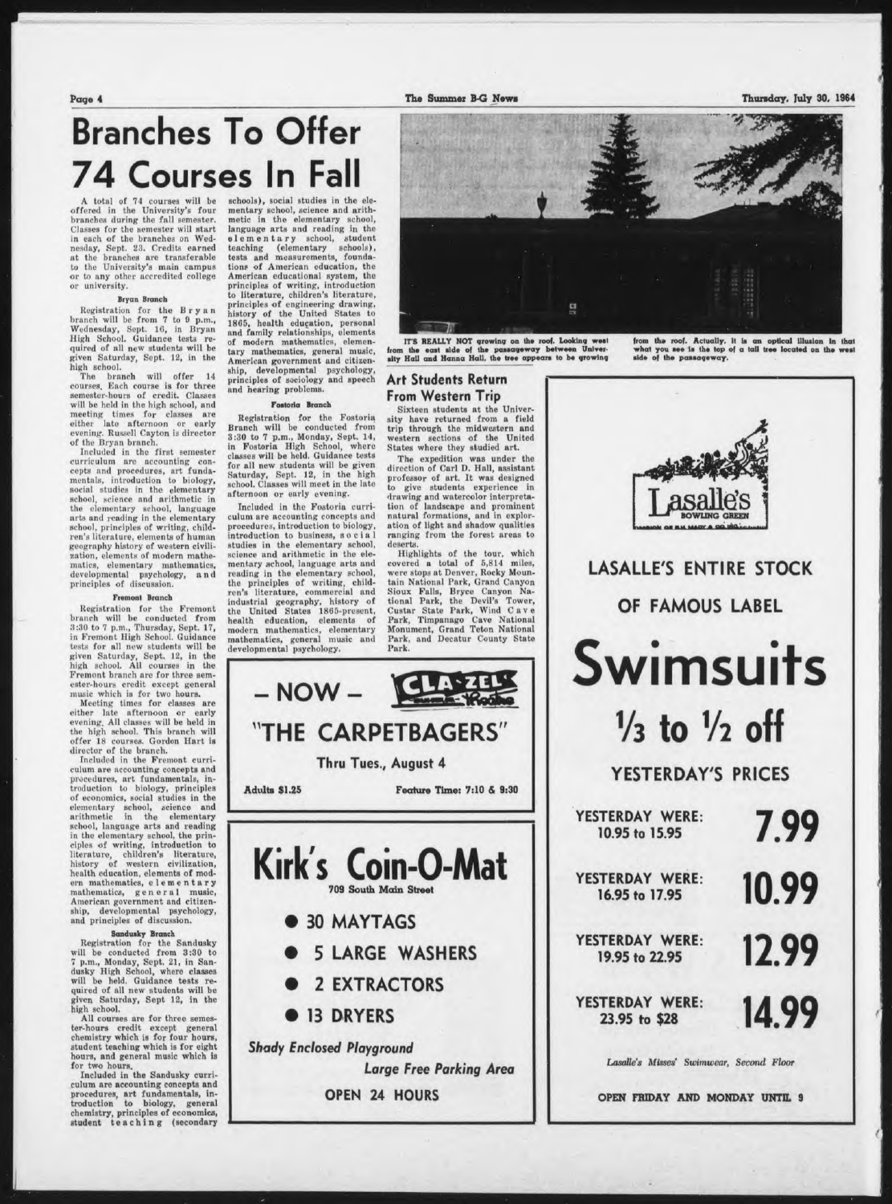# Branches To Offer 74 Courses In Fall

A total of 74 courses will be offered in the University's four branches during the fall semester. Classes for the semester will start in each of the branches on Wednesday, Sept. 23. Credits earned at the branches are transferable to the University's main campus or to any other accredited college or university.

#### Bryan Branch

Registration for the Bryan branch will be from 7 to 9 p.m., Wednesday, Sept. 16, in Bryan High School. Guidance tests required of all new students will be given Saturday, Sept. 12, in the high school.

The branch will offer 14 courses. Each course is for three semester-hours of credit. Classes will be held in the high school, and meeting times for classes are either late afternoon or early evening. Russell Cayton is director of the Bryan branch.

Included in the first semester curriculum are accounting concepts and procedures, art fundamentals, introduction to biology, social studies in the elementary school, science and arithmetic in the elementary school, language arts and reading in the elementary school, principles of writing, children's literature, elements of human geography history of western civilization, elements of modern mathematics, elementary mathematics, developmental psychology, and principles of discussion.

#### Fremont Branch

Registration for the Fremont branch will be conducted from 3:30 to 7 p.m., Thursday, Sept. 17, in Fremont High School. Guidance tests for all new students will be given Saturday, Sept. 12, in the high school. All courses in the Fremont branch are for three semester-hours credit except general music which is for two hours.

Meeting times for classes are either late afternoon or early evening. All classes will be held in the high school. This branch will offer 18 courses. Gordon Hart is director of the branch.

Included in the Fremont curriculum are accounting concepts and procedures, art fundamentals, introduction to biology, principles of economics, social studies in the elementary school, science and arithmetic in the elementary school, language arts and reading in the elementary school, the principles of writing, introduction to literature, children's literature, history of western civilization, health education, elements of modern mathematics, elementary mathematics, general music, American government and citizenship, developmental psychology, and principles of discussion.

#### Sandusky Branch

Registration for the Sandusky will be conducted from 3:30 to 7 p.m., Monday, Sept. 21, in Sandusky High School, where classes will be held. Guidance tests required of all new students will be given Saturday, Sept 12, in the high school.

All courses are for three semester-hours credit except general chemistry which is for four hours, student teaching which is for eight hours, and general music which is for two hours.

Included in the Sandusky curriculum are accounting concepts and procedures, art fundamentals, introduction to biology, general chemistry, principles of economics, student teaching (secondary schools), social studies in the elementary school, science and arithmetic in the elementary school, language arts and reading in the elementary school, student teaching (elementary schools), tests and measurements, foundations of American education, the American educational system, the principles of writing, introduction to literature, children's literature, principles of engineering drawing, history of the United States to 1865, health education, personal and family relationships, elements of modern mathematics, elementary mathematics, general music, American government and citizenship, developmental psychology, principles of sociology and speech and hearing problems.

#### Fostoria Branch

Registration for the Fostoria Branch will be conducted from 3:30 to 7 p.m., Monday, Sept. 14, in Fostoria High School, where classes will be held. Guidance tests for all new students will be given Saturday, Sept. 12, in the high school. Classes will meet in the late afternoon or early evening.

Included in the Fostoria curriculum are accounting concepts and procedures, introduction to biology, introduction to business, social studies in the elementary school, science and arithmetic in the elementary school, language arts and reading in the elementary school, the principles of writing, children's literature, commercial and industrial geography, history of the United States 1865-present, health education, elements of modern mathematics, elementary mathematics, general music and developmental psychology.

IT'S REALLY NOT growing on the roof. Looking west from the east side of the passageway between University Hall and Hanna Hall, the tree appears to be growing from the roof. Actually, it is an optical illusion in that what you see is the top of a tall tree located on the west side of the passageway.

## Art Students Return From Western Trip

Sixteen students at the University have returned from a field trip through the midwestern and western sections of the United States where they studied art.

The expedition was under the direction of Carl D. Hall, assistant professor of art. It was designed to give students experience in drawing and watercolor interpretation of landscape and prominent natural formations, and in exploration of light and shadow qualities ranging from the forest areas to deserts.

Highlights of the tour, which covered a total of 5,814 miles, were stops at Denver, Rocky Mountain National Park, Grand Canyon Sioux Falls, Bryce Canyon National Park, the Devil's Tower, Custar State Park, Wind Cave Park, Timpanogo Cave National Monument, Grand Teton National Park, and Decatur County State Park.

---

**— NOW —**

**CLA-ZEL**

## "THE CARPETBAGERS"

**Thru Tues., August 4**

**Adults $1.25** — **Feature Time: 7:10 & 9:30**

---

# Kirk's Coin-O-Mat

**709 South Main Street**

- 30 MAYTAGS
- 5 LARGE WASHERS
- 2 EXTRACTORS
- 13 DRYERS

*Shady Enclosed Playground*

*Large Free Parking Area*

**OPEN 24 HOURS**

---

Lasalle's BOWLING GREEN

## LASALLE'S ENTIRE STOCK OF FAMOUS LABEL

# Swimsuits

# 1/3 to 1/2 off

## YESTERDAY'S PRICES

| | |
|---|---|
| YESTERDAY WERE: 10.95 to 15.95 | **7.99** |
| YESTERDAY WERE: 16.95 to 17.95 | **10.99** |
| YESTERDAY WERE: 19.95 to 22.95 | **12.99** |
| YESTERDAY WERE: 23.95 to $28 | **14.99** |

*Lasalle's Misses' Swimwear, Second Floor*

**OPEN FRIDAY AND MONDAY UNTIL 9**